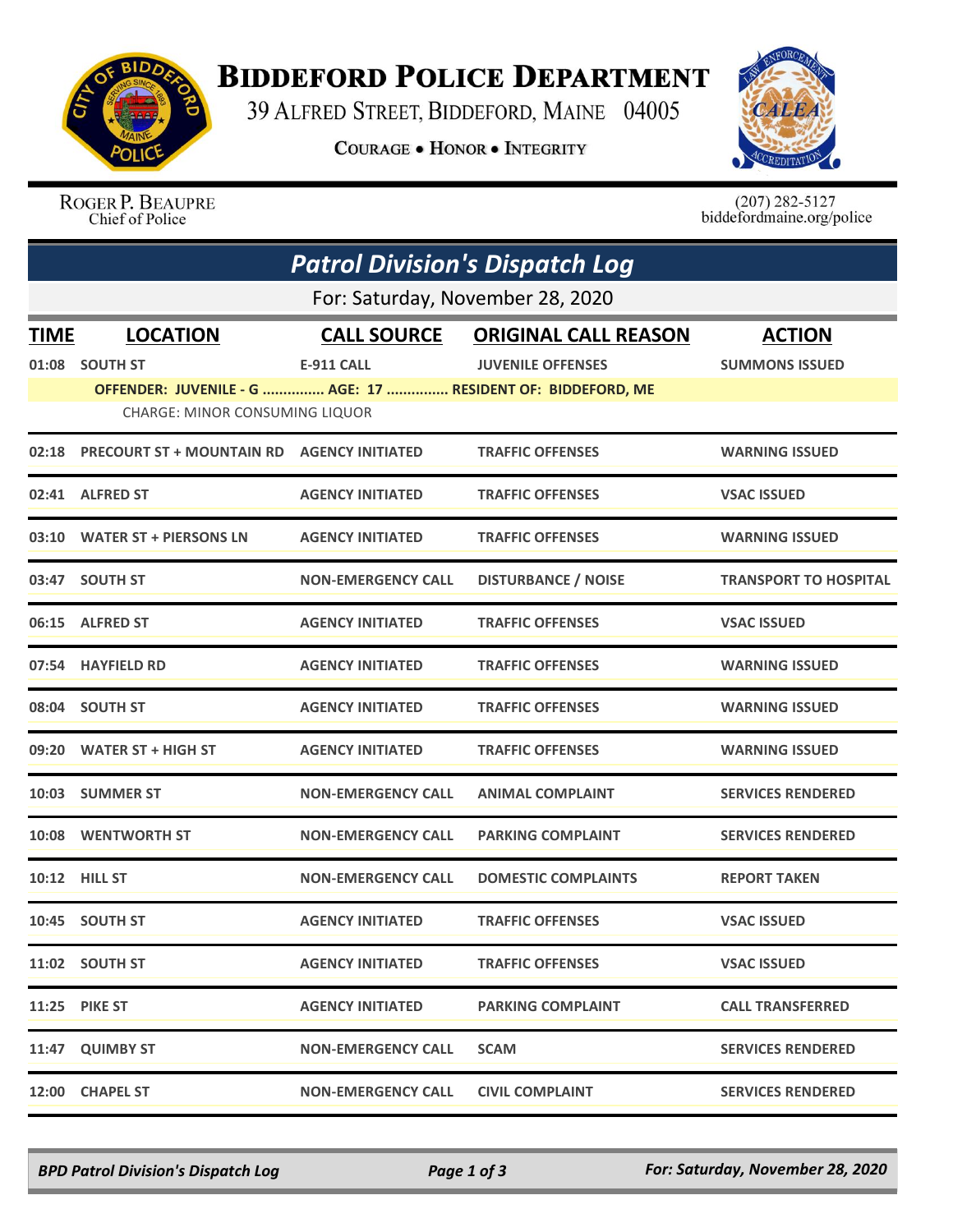# Biddeford Police Department

39 Alfred Street, Biddeford, Maine 04005

**Courage • Honor • Integrity**

Roger P. Beaupre
Chief of Police

(207) 282-5127
biddefordmaine.org/police

## *Patrol Division's Dispatch Log*

For: Saturday, November 28, 2020

| TIME | LOCATION | CALL SOURCE | ORIGINAL CALL REASON | ACTION |
|---|---|---|---|---|
| 01:08 | SOUTH ST | E-911 CALL | JUVENILE OFFENSES | SUMMONS ISSUED |
| | OFFENDER: JUVENILE - G ............... AGE: 17 ............... RESIDENT OF: BIDDEFORD, ME | | | |
| | CHARGE: MINOR CONSUMING LIQUOR | | | |
| 02:18 | PRECOURT ST + MOUNTAIN RD | AGENCY INITIATED | TRAFFIC OFFENSES | WARNING ISSUED |
| 02:41 | ALFRED ST | AGENCY INITIATED | TRAFFIC OFFENSES | VSAC ISSUED |
| 03:10 | WATER ST + PIERSONS LN | AGENCY INITIATED | TRAFFIC OFFENSES | WARNING ISSUED |
| 03:47 | SOUTH ST | NON-EMERGENCY CALL | DISTURBANCE / NOISE | TRANSPORT TO HOSPITAL |
| 06:15 | ALFRED ST | AGENCY INITIATED | TRAFFIC OFFENSES | VSAC ISSUED |
| 07:54 | HAYFIELD RD | AGENCY INITIATED | TRAFFIC OFFENSES | WARNING ISSUED |
| 08:04 | SOUTH ST | AGENCY INITIATED | TRAFFIC OFFENSES | WARNING ISSUED |
| 09:20 | WATER ST + HIGH ST | AGENCY INITIATED | TRAFFIC OFFENSES | WARNING ISSUED |
| 10:03 | SUMMER ST | NON-EMERGENCY CALL | ANIMAL COMPLAINT | SERVICES RENDERED |
| 10:08 | WENTWORTH ST | NON-EMERGENCY CALL | PARKING COMPLAINT | SERVICES RENDERED |
| 10:12 | HILL ST | NON-EMERGENCY CALL | DOMESTIC COMPLAINTS | REPORT TAKEN |
| 10:45 | SOUTH ST | AGENCY INITIATED | TRAFFIC OFFENSES | VSAC ISSUED |
| 11:02 | SOUTH ST | AGENCY INITIATED | TRAFFIC OFFENSES | VSAC ISSUED |
| 11:25 | PIKE ST | AGENCY INITIATED | PARKING COMPLAINT | CALL TRANSFERRED |
| 11:47 | QUIMBY ST | NON-EMERGENCY CALL | SCAM | SERVICES RENDERED |
| 12:00 | CHAPEL ST | NON-EMERGENCY CALL | CIVIL COMPLAINT | SERVICES RENDERED |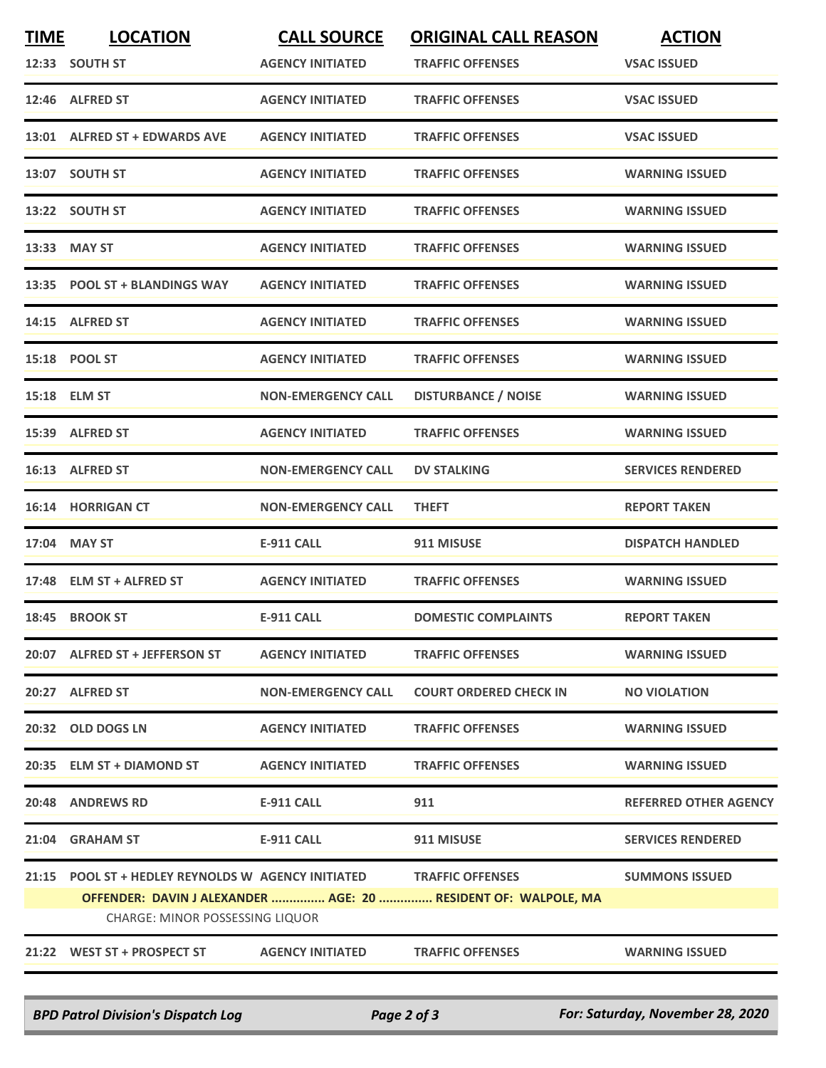| TIME | LOCATION | CALL SOURCE | ORIGINAL CALL REASON | ACTION |
|---|---|---|---|---|
| 12:33 | SOUTH ST | AGENCY INITIATED | TRAFFIC OFFENSES | VSAC ISSUED |
| 12:46 | ALFRED ST | AGENCY INITIATED | TRAFFIC OFFENSES | VSAC ISSUED |
| 13:01 | ALFRED ST + EDWARDS AVE | AGENCY INITIATED | TRAFFIC OFFENSES | VSAC ISSUED |
| 13:07 | SOUTH ST | AGENCY INITIATED | TRAFFIC OFFENSES | WARNING ISSUED |
| 13:22 | SOUTH ST | AGENCY INITIATED | TRAFFIC OFFENSES | WARNING ISSUED |
| 13:33 | MAY ST | AGENCY INITIATED | TRAFFIC OFFENSES | WARNING ISSUED |
| 13:35 | POOL ST + BLANDINGS WAY | AGENCY INITIATED | TRAFFIC OFFENSES | WARNING ISSUED |
| 14:15 | ALFRED ST | AGENCY INITIATED | TRAFFIC OFFENSES | WARNING ISSUED |
| 15:18 | POOL ST | AGENCY INITIATED | TRAFFIC OFFENSES | WARNING ISSUED |
| 15:18 | ELM ST | NON-EMERGENCY CALL | DISTURBANCE / NOISE | WARNING ISSUED |
| 15:39 | ALFRED ST | AGENCY INITIATED | TRAFFIC OFFENSES | WARNING ISSUED |
| 16:13 | ALFRED ST | NON-EMERGENCY CALL | DV STALKING | SERVICES RENDERED |
| 16:14 | HORRIGAN CT | NON-EMERGENCY CALL | THEFT | REPORT TAKEN |
| 17:04 | MAY ST | E-911 CALL | 911 MISUSE | DISPATCH HANDLED |
| 17:48 | ELM ST + ALFRED ST | AGENCY INITIATED | TRAFFIC OFFENSES | WARNING ISSUED |
| 18:45 | BROOK ST | E-911 CALL | DOMESTIC COMPLAINTS | REPORT TAKEN |
| 20:07 | ALFRED ST + JEFFERSON ST | AGENCY INITIATED | TRAFFIC OFFENSES | WARNING ISSUED |
| 20:27 | ALFRED ST | NON-EMERGENCY CALL | COURT ORDERED CHECK IN | NO VIOLATION |
| 20:32 | OLD DOGS LN | AGENCY INITIATED | TRAFFIC OFFENSES | WARNING ISSUED |
| 20:35 | ELM ST + DIAMOND ST | AGENCY INITIATED | TRAFFIC OFFENSES | WARNING ISSUED |
| 20:48 | ANDREWS RD | E-911 CALL | 911 | REFERRED OTHER AGENCY |
| 21:04 | GRAHAM ST | E-911 CALL | 911 MISUSE | SERVICES RENDERED |
| 21:15 | POOL ST + HEDLEY REYNOLDS W | AGENCY INITIATED | TRAFFIC OFFENSES | SUMMONS ISSUED |
| | OFFENDER: DAVIN J ALEXANDER ............... AGE: 20 ............... RESIDENT OF: WALPOLE, MA | | | |
| | CHARGE: MINOR POSSESSING LIQUOR | | | |
| 21:22 | WEST ST + PROSPECT ST | AGENCY INITIATED | TRAFFIC OFFENSES | WARNING ISSUED |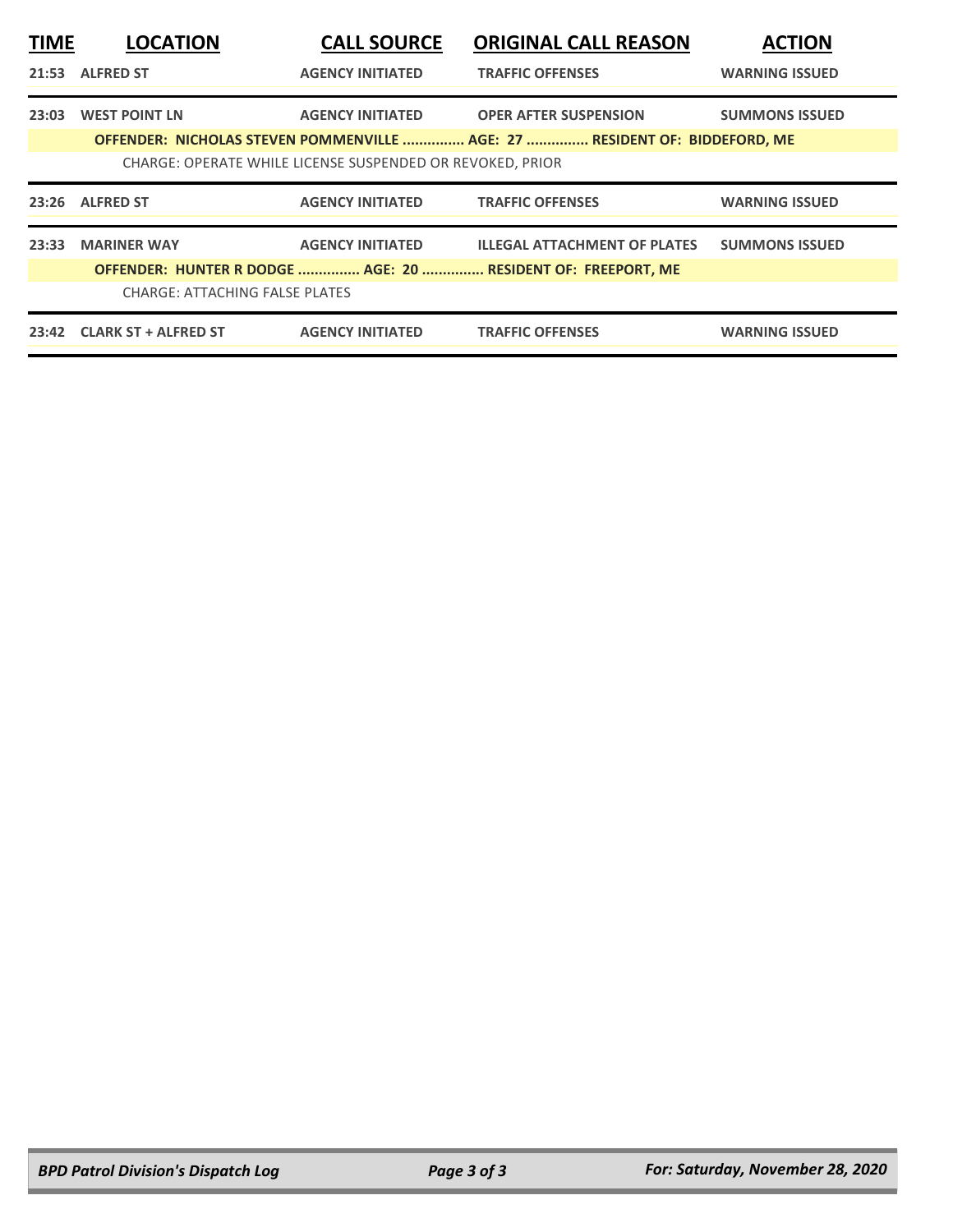| TIME | LOCATION | CALL SOURCE | ORIGINAL CALL REASON | ACTION |
|---|---|---|---|---|
| 21:53 | ALFRED ST | AGENCY INITIATED | TRAFFIC OFFENSES | WARNING ISSUED |
| 23:03 | WEST POINT LN | AGENCY INITIATED | OPER AFTER SUSPENSION | SUMMONS ISSUED |
| | **OFFENDER: NICHOLAS STEVEN POMMENVILLE ............... AGE: 27 ............... RESIDENT OF: BIDDEFORD, ME** | | | |
| | CHARGE: OPERATE WHILE LICENSE SUSPENDED OR REVOKED, PRIOR | | | |
| 23:26 | ALFRED ST | AGENCY INITIATED | TRAFFIC OFFENSES | WARNING ISSUED |
| 23:33 | MARINER WAY | AGENCY INITIATED | ILLEGAL ATTACHMENT OF PLATES | SUMMONS ISSUED |
| | **OFFENDER: HUNTER R DODGE ............... AGE: 20 ............... RESIDENT OF: FREEPORT, ME** | | | |
| | CHARGE: ATTACHING FALSE PLATES | | | |
| 23:42 | CLARK ST + ALFRED ST | AGENCY INITIATED | TRAFFIC OFFENSES | WARNING ISSUED |